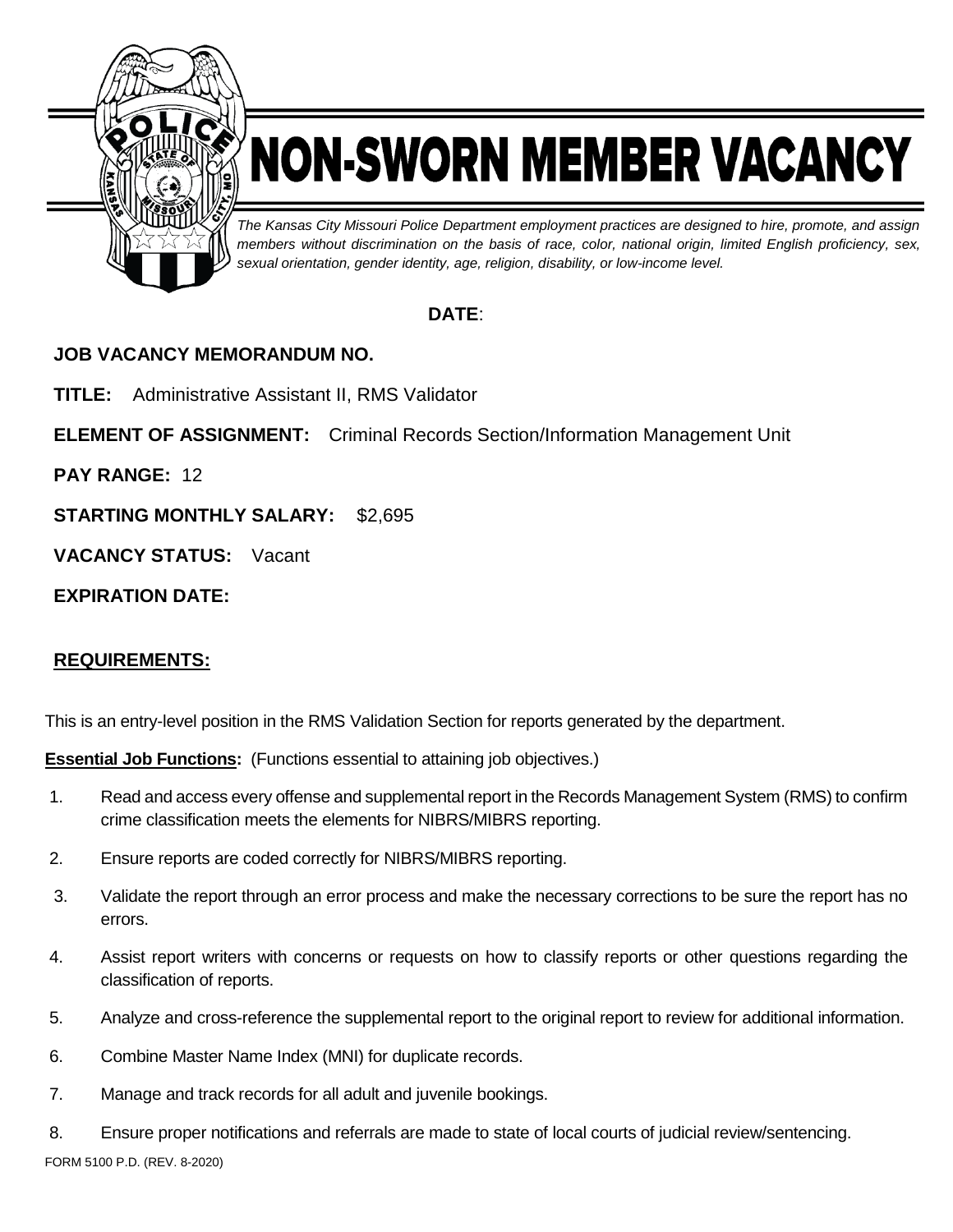# NON-SWORN MEMBER VACANCY

*The Kansas City Missouri Police Department employment practices are designed to hire, promote, and assign members without discrimination on the basis of race, color, national origin, limited English proficiency, sex, sexual orientation, gender identity, age, religion, disability, or low-income level.*

**DATE**:

**JOB VACANCY MEMORANDUM NO.**

**TITLE:** Administrative Assistant II, RMS Validator

**ELEMENT OF ASSIGNMENT:** Criminal Records Section/Information Management Unit

**PAY RANGE:** 12

**STARTING MONTHLY SALARY:** $2,695

**VACANCY STATUS:** Vacant

**EXPIRATION DATE:**

## REQUIREMENTS:

This is an entry-level position in the RMS Validation Section for reports generated by the department.

**Essential Job Functions:** (Functions essential to attaining job objectives.)

1. Read and access every offense and supplemental report in the Records Management System (RMS) to confirm crime classification meets the elements for NIBRS/MIBRS reporting.
2. Ensure reports are coded correctly for NIBRS/MIBRS reporting.
3. Validate the report through an error process and make the necessary corrections to be sure the report has no errors.
4. Assist report writers with concerns or requests on how to classify reports or other questions regarding the classification of reports.
5. Analyze and cross-reference the supplemental report to the original report to review for additional information.
6. Combine Master Name Index (MNI) for duplicate records.
7. Manage and track records for all adult and juvenile bookings.
8. Ensure proper notifications and referrals are made to state of local courts of judicial review/sentencing.

FORM 5100 P.D. (REV. 8-2020)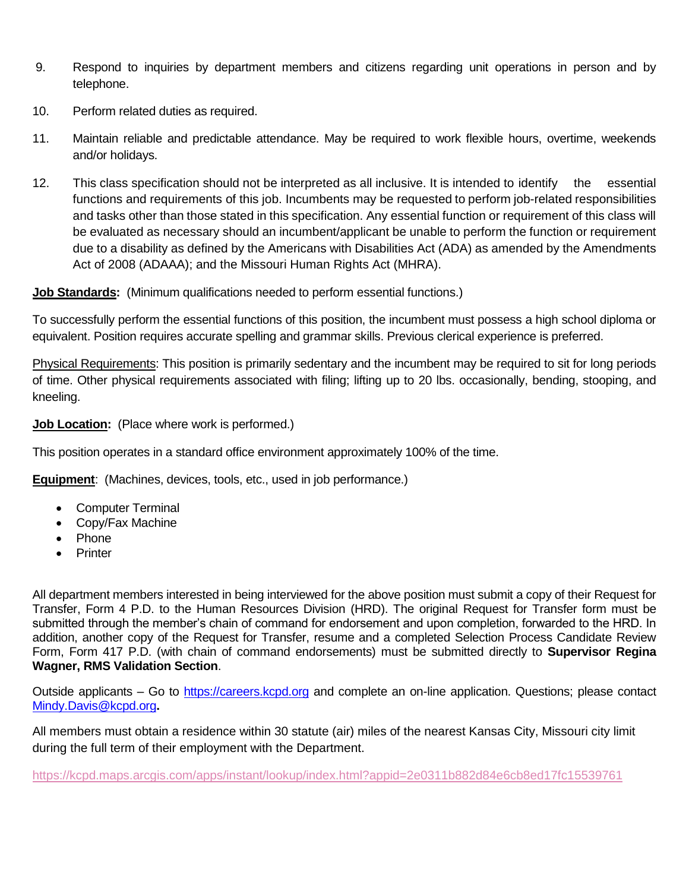9. Respond to inquiries by department members and citizens regarding unit operations in person and by telephone.

10. Perform related duties as required.

11. Maintain reliable and predictable attendance. May be required to work flexible hours, overtime, weekends and/or holidays.

12. This class specification should not be interpreted as all inclusive. It is intended to identify the essential functions and requirements of this job. Incumbents may be requested to perform job-related responsibilities and tasks other than those stated in this specification. Any essential function or requirement of this class will be evaluated as necessary should an incumbent/applicant be unable to perform the function or requirement due to a disability as defined by the Americans with Disabilities Act (ADA) as amended by the Amendments Act of 2008 (ADAAA); and the Missouri Human Rights Act (MHRA).

**Job Standards:** (Minimum qualifications needed to perform essential functions.)

To successfully perform the essential functions of this position, the incumbent must possess a high school diploma or equivalent. Position requires accurate spelling and grammar skills. Previous clerical experience is preferred.

Physical Requirements: This position is primarily sedentary and the incumbent may be required to sit for long periods of time. Other physical requirements associated with filing; lifting up to 20 lbs. occasionally, bending, stooping, and kneeling.

**Job Location:** (Place where work is performed.)

This position operates in a standard office environment approximately 100% of the time.

**Equipment**: (Machines, devices, tools, etc., used in job performance.)

- Computer Terminal
- Copy/Fax Machine
- Phone
- Printer

All department members interested in being interviewed for the above position must submit a copy of their Request for Transfer, Form 4 P.D. to the Human Resources Division (HRD). The original Request for Transfer form must be submitted through the member's chain of command for endorsement and upon completion, forwarded to the HRD. In addition, another copy of the Request for Transfer, resume and a completed Selection Process Candidate Review Form, Form 417 P.D. (with chain of command endorsements) must be submitted directly to **Supervisor Regina Wagner, RMS Validation Section**.

Outside applicants – Go to https://careers.kcpd.org and complete an on-line application. Questions; please contact Mindy.Davis@kcpd.org**.**

All members must obtain a residence within 30 statute (air) miles of the nearest Kansas City, Missouri city limit during the full term of their employment with the Department.

https://kcpd.maps.arcgis.com/apps/instant/lookup/index.html?appid=2e0311b882d84e6cb8ed17fc15539761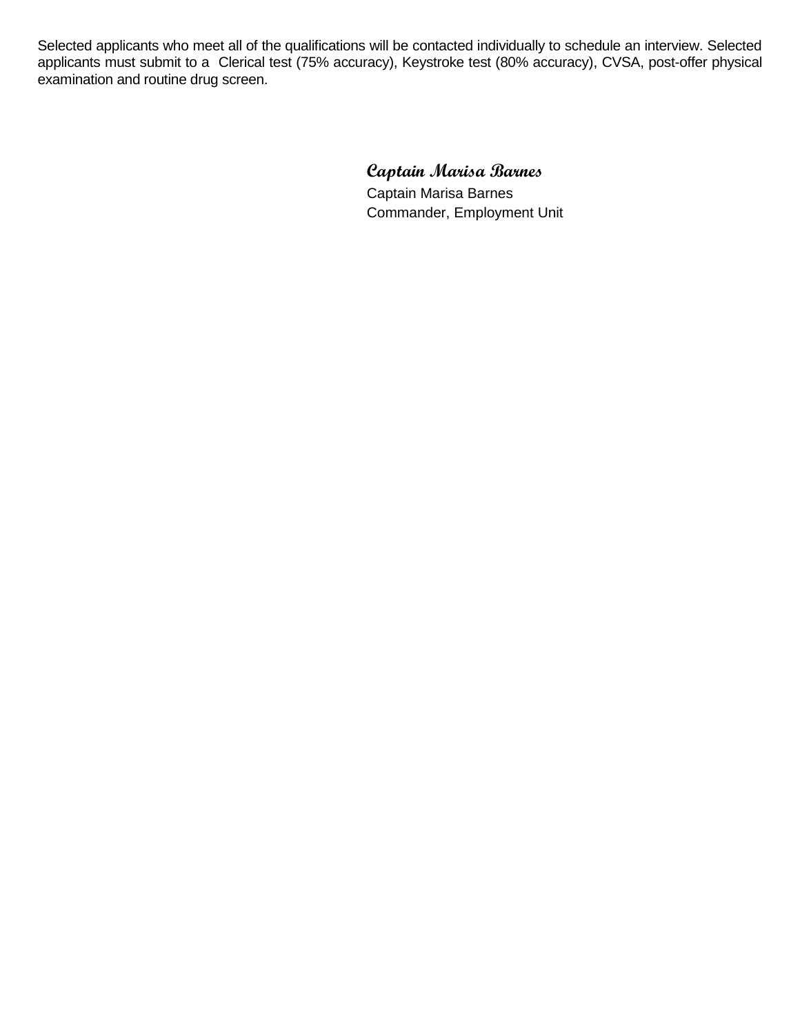Selected applicants who meet all of the qualifications will be contacted individually to schedule an interview. Selected applicants must submit to a Clerical test (75% accuracy), Keystroke test (80% accuracy), CVSA, post-offer physical examination and routine drug screen.

*Captain Marisa Barnes*

Captain Marisa Barnes
Commander, Employment Unit